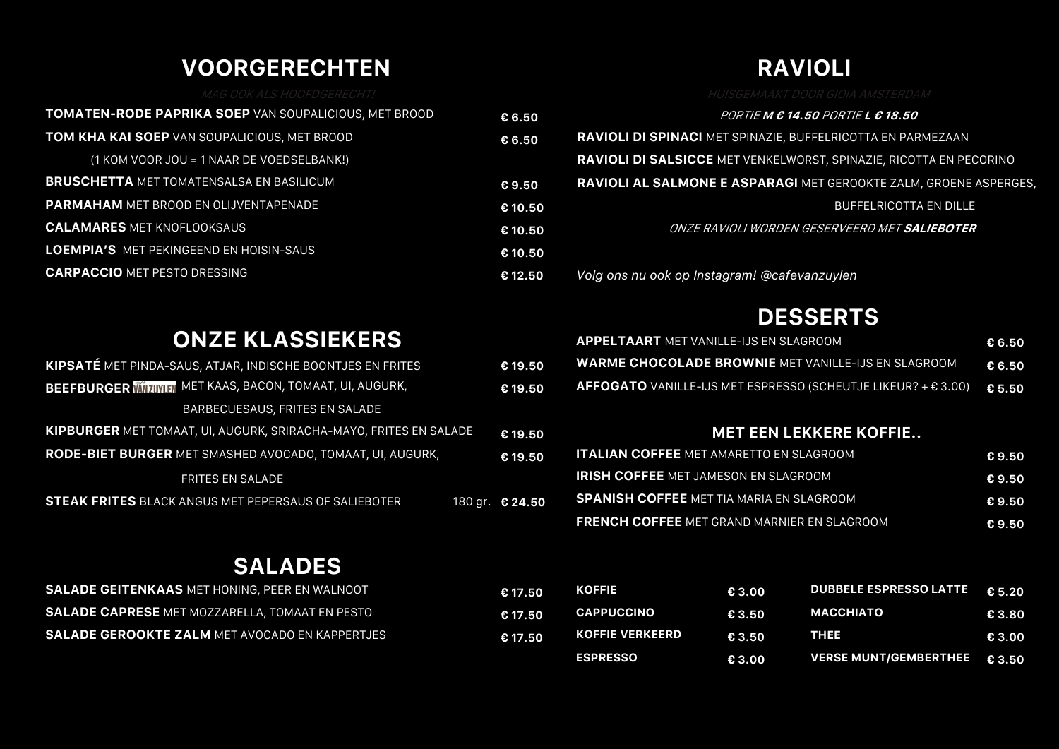## VOORGERECHTEN

*MAG OOK ALS HOOFDGERECHT!*

| Gerecht | Prijs |
|---|---|
| **TOMATEN-RODE PAPRIKA SOEP** VAN SOUPALICIOUS, MET BROOD | € 6.50 |
| **TOM KHA KAI SOEP** VAN SOUPALICIOUS, MET BROOD (1 KOM VOOR JOU = 1 NAAR DE VOEDSELBANK!) | € 6.50 |
| **BRUSCHETTA** MET TOMATENSALSA EN BASILICUM | € 9.50 |
| **PARMAHAM** MET BROOD EN OLIJVENTAPENADE | € 10.50 |
| **CALAMARES** MET KNOFLOOKSAUS | € 10.50 |
| **LOEMPIA'S** MET PEKINGEEND EN HOISIN-SAUS | € 10.50 |
| **CARPACCIO** MET PESTO DRESSING | € 12.50 |

## ONZE KLASSIEKERS

| Gerecht | Prijs |
|---|---|
| **KIPSATÉ** MET PINDA-SAUS, ATJAR, INDISCHE BOONTJES EN FRITES | € 19.50 |
| **BEEFBURGER** VANZUYLEN MET KAAS, BACON, TOMAAT, UI, AUGURK, BARBECUESAUS, FRITES EN SALADE | € 19.50 |
| **KIPBURGER** MET TOMAAT, UI, AUGURK, SRIRACHA-MAYO, FRITES EN SALADE | € 19.50 |
| **RODE-BIET BURGER** MET SMASHED AVOCADO, TOMAAT, UI, AUGURK, FRITES EN SALADE | € 19.50 |
| **STEAK FRITES** BLACK ANGUS MET PEPERSAUS OF SALIEBOTER 180 gr. | € 24.50 |

## SALADES

| Gerecht | Prijs |
|---|---|
| **SALADE GEITENKAAS** MET HONING, PEER EN WALNOOT | € 17.50 |
| **SALADE CAPRESE** MET MOZZARELLA, TOMAAT EN PESTO | € 17.50 |
| **SALADE GEROOKTE ZALM** MET AVOCADO EN KAPPERTJES | € 17.50 |

## RAVIOLI

*HUISGEMAAKT DOOR GIOIA AMSTERDAM*

*PORTIE **M € 14.50** PORTIE **L € 18.50***

**RAVIOLI DI SPINACI** MET SPINAZIE, BUFFELRICOTTA EN PARMEZAAN

**RAVIOLI DI SALSICCE** MET VENKELWORST, SPINAZIE, RICOTTA EN PECORINO

**RAVIOLI AL SALMONE E ASPARAGI** MET GEROOKTE ZALM, GROENE ASPERGES, BUFFELRICOTTA EN DILLE

*ONZE RAVIOLI WORDEN GESERVEERD MET **SALIEBOTER***

*Volg ons nu ook op Instagram! @cafevanzuylen*

## DESSERTS

| Gerecht | Prijs |
|---|---|
| **APPELTAART** MET VANILLE-IJS EN SLAGROOM | € 6.50 |
| **WARME CHOCOLADE BROWNIE** MET VANILLE-IJS EN SLAGROOM | € 6.50 |
| **AFFOGATO** VANILLE-IJS MET ESPRESSO (SCHEUTJE LIKEUR? + € 3.00) | € 5.50 |

### MET EEN LEKKERE KOFFIE..

| Gerecht | Prijs |
|---|---|
| **ITALIAN COFFEE** MET AMARETTO EN SLAGROOM | € 9.50 |
| **IRISH COFFEE** MET JAMESON EN SLAGROOM | € 9.50 |
| **SPANISH COFFEE** MET TIA MARIA EN SLAGROOM | € 9.50 |
| **FRENCH COFFEE** MET GRAND MARNIER EN SLAGROOM | € 9.50 |

| Drank | Prijs | Drank | Prijs |
|---|---|---|---|
| **KOFFIE** | € 3.00 | **DUBBELE ESPRESSO LATTE** | € 5.20 |
| **CAPPUCCINO** | € 3.50 | **MACCHIATO** | € 3.80 |
| **KOFFIE VERKEERD** | € 3.50 | **THEE** | € 3.00 |
| **ESPRESSO** | € 3.00 | **VERSE MUNT/GEMBERTHEE** | € 3.50 |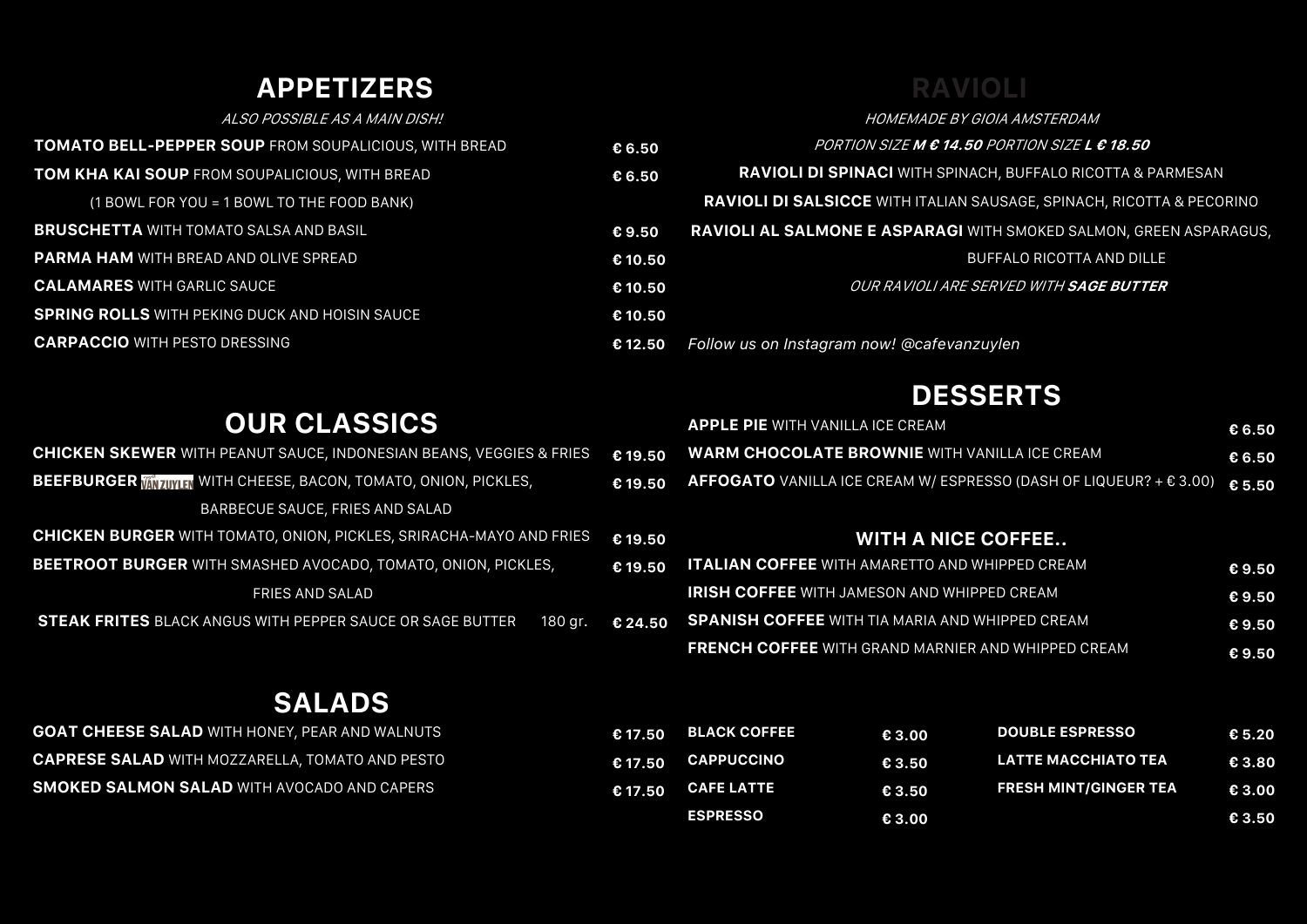## APPETIZERS

*ALSO POSSIBLE AS A MAIN DISH!*

| | |
|---|---|
| **TOMATO BELL-PEPPER SOUP** FROM SOUPALICIOUS, WITH BREAD | € 6.50 |
| **TOM KHA KAI SOUP** FROM SOUPALICIOUS, WITH BREAD (1 BOWL FOR YOU = 1 BOWL TO THE FOOD BANK) | € 6.50 |
| **BRUSCHETTA** WITH TOMATO SALSA AND BASIL | € 9.50 |
| **PARMA HAM** WITH BREAD AND OLIVE SPREAD | € 10.50 |
| **CALAMARES** WITH GARLIC SAUCE | € 10.50 |
| **SPRING ROLLS** WITH PEKING DUCK AND HOISIN SAUCE | € 10.50 |
| **CARPACCIO** WITH PESTO DRESSING | € 12.50 |

## OUR CLASSICS

| | |
|---|---|
| **CHICKEN SKEWER** WITH PEANUT SAUCE, INDONESIAN BEANS, VEGGIES & FRIES | € 19.50 |
| **BEEFBURGER** VAN ZUYLEN WITH CHEESE, BACON, TOMATO, ONION, PICKLES, BARBECUE SAUCE, FRIES AND SALAD | € 19.50 |
| **CHICKEN BURGER** WITH TOMATO, ONION, PICKLES, SRIRACHA-MAYO AND FRIES | € 19.50 |
| **BEETROOT BURGER** WITH SMASHED AVOCADO, TOMATO, ONION, PICKLES, FRIES AND SALAD | € 19.50 |
| **STEAK FRITES** BLACK ANGUS WITH PEPPER SAUCE OR SAGE BUTTER 180 gr. | € 24.50 |

## SALADS

| | |
|---|---|
| **GOAT CHEESE SALAD** WITH HONEY, PEAR AND WALNUTS | € 17.50 |
| **CAPRESE SALAD** WITH MOZZARELLA, TOMATO AND PESTO | € 17.50 |
| **SMOKED SALMON SALAD** WITH AVOCADO AND CAPERS | € 17.50 |

## RAVIOLI

*HOMEMADE BY GIOIA AMSTERDAM*

*PORTION SIZE **M € 14.50** PORTION SIZE **L € 18.50***

**RAVIOLI DI SPINACI** WITH SPINACH, BUFFALO RICOTTA & PARMESAN

**RAVIOLI DI SALSICCE** WITH ITALIAN SAUSAGE, SPINACH, RICOTTA & PECORINO

**RAVIOLI AL SALMONE E ASPARAGI** WITH SMOKED SALMON, GREEN ASPARAGUS, BUFFALO RICOTTA AND DILLE

*OUR RAVIOLI ARE SERVED WITH **SAGE BUTTER***

*Follow us on Instagram now! @cafevanzuylen*

## DESSERTS

| | |
|---|---|
| **APPLE PIE** WITH VANILLA ICE CREAM | € 6.50 |
| **WARM CHOCOLATE BROWNIE** WITH VANILLA ICE CREAM | € 6.50 |
| **AFFOGATO** VANILLA ICE CREAM W/ ESPRESSO (DASH OF LIQUEUR? + € 3.00) | € 5.50 |

### WITH A NICE COFFEE..

| | |
|---|---|
| **ITALIAN COFFEE** WITH AMARETTO AND WHIPPED CREAM | € 9.50 |
| **IRISH COFFEE** WITH JAMESON AND WHIPPED CREAM | € 9.50 |
| **SPANISH COFFEE** WITH TIA MARIA AND WHIPPED CREAM | € 9.50 |
| **FRENCH COFFEE** WITH GRAND MARNIER AND WHIPPED CREAM | € 9.50 |

| | | | |
|---|---|---|---|
| **BLACK COFFEE** | € 3.00 | **DOUBLE ESPRESSO** | € 5.20 |
| **CAPPUCCINO** | € 3.50 | **LATTE MACCHIATO TEA** | € 3.80 |
| **CAFE LATTE** | € 3.50 | **FRESH MINT/GINGER TEA** | € 3.00 |
| **ESPRESSO** | € 3.00 | | € 3.50 |